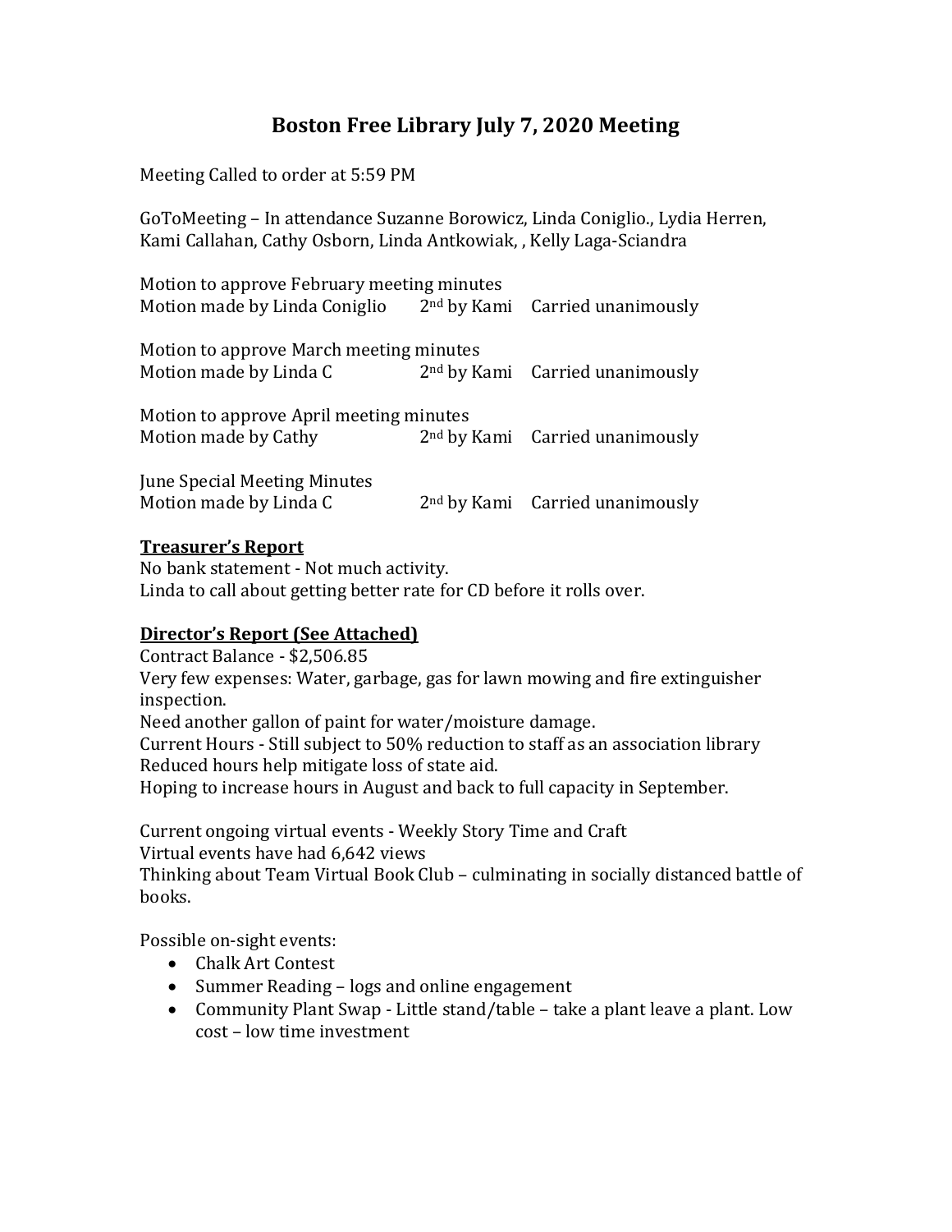# Boston Free Library July 7, 2020 Meeting

Meeting Called to order at 5:59 PM

GoToMeeting – In attendance Suzanne Borowicz, Linda Coniglio., Lydia Herren, Kami Callahan, Cathy Osborn, Linda Antkowiak, , Kelly Laga-Sciandra

Motion to approve February meeting minutes
Motion made by Linda Coniglio 2nd by Kami Carried unanimously

Motion to approve March meeting minutes
Motion made by Linda C 2nd by Kami Carried unanimously

Motion to approve April meeting minutes
Motion made by Cathy 2nd by Kami Carried unanimously

June Special Meeting Minutes
Motion made by Linda C 2nd by Kami Carried unanimously

**Treasurer's Report**

No bank statement - Not much activity.
Linda to call about getting better rate for CD before it rolls over.

**Director's Report (See Attached)**

Contract Balance - $2,506.85
Very few expenses: Water, garbage, gas for lawn mowing and fire extinguisher inspection.
Need another gallon of paint for water/moisture damage.
Current Hours - Still subject to 50% reduction to staff as an association library
Reduced hours help mitigate loss of state aid.
Hoping to increase hours in August and back to full capacity in September.

Current ongoing virtual events - Weekly Story Time and Craft
Virtual events have had 6,642 views
Thinking about Team Virtual Book Club – culminating in socially distanced battle of books.

Possible on-sight events:

- Chalk Art Contest
- Summer Reading – logs and online engagement
- Community Plant Swap - Little stand/table – take a plant leave a plant. Low cost – low time investment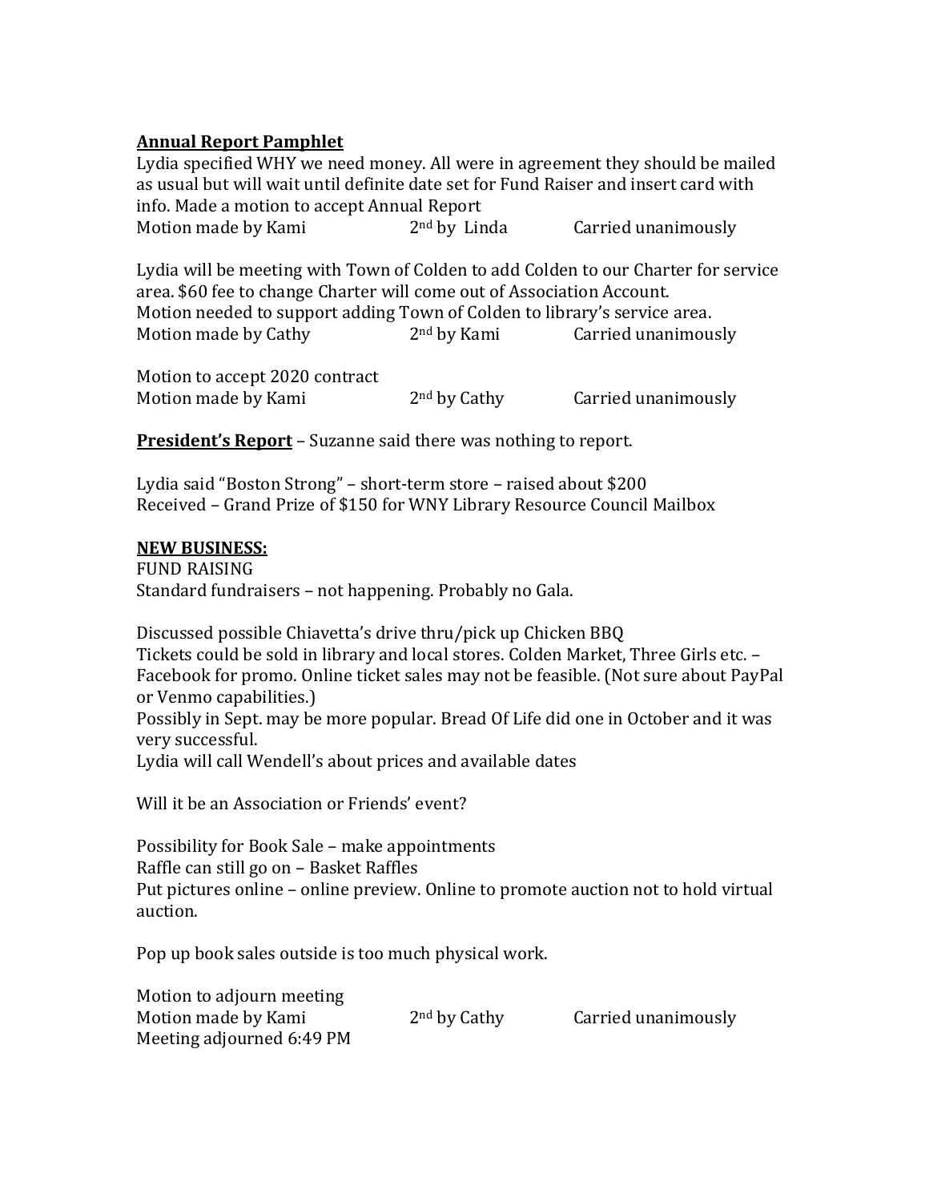**<u>Annual Report Pamphlet</u>**

Lydia specified WHY we need money. All were in agreement they should be mailed as usual but will wait until definite date set for Fund Raiser and insert card with info. Made a motion to accept Annual Report

Motion made by Kami 2nd by Linda Carried unanimously

Lydia will be meeting with Town of Colden to add Colden to our Charter for service area. $60 fee to change Charter will come out of Association Account.

Motion needed to support adding Town of Colden to library's service area.

Motion made by Cathy 2nd by Kami Carried unanimously

Motion to accept 2020 contract

Motion made by Kami 2nd by Cathy Carried unanimously

**<u>President's Report</u>** – Suzanne said there was nothing to report.

Lydia said "Boston Strong" – short-term store – raised about $200

Received – Grand Prize of $150 for WNY Library Resource Council Mailbox

**<u>NEW BUSINESS:</u>**

FUND RAISING

Standard fundraisers – not happening. Probably no Gala.

Discussed possible Chiavetta's drive thru/pick up Chicken BBQ

Tickets could be sold in library and local stores. Colden Market, Three Girls etc. – Facebook for promo. Online ticket sales may not be feasible. (Not sure about PayPal or Venmo capabilities.)

Possibly in Sept. may be more popular. Bread Of Life did one in October and it was very successful.

Lydia will call Wendell's about prices and available dates

Will it be an Association or Friends' event?

Possibility for Book Sale – make appointments

Raffle can still go on – Basket Raffles

Put pictures online – online preview. Online to promote auction not to hold virtual auction.

Pop up book sales outside is too much physical work.

Motion to adjourn meeting

Motion made by Kami 2nd by Cathy Carried unanimously

Meeting adjourned 6:49 PM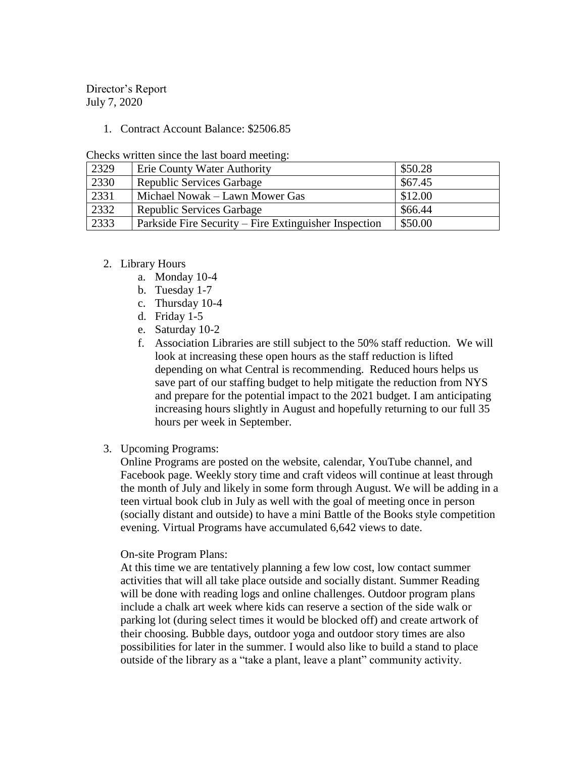Director's Report
July 7, 2020

1. Contract Account Balance: $2506.85

Checks written since the last board meeting:

| | | |
|---|---|---|
| 2329 | Erie County Water Authority | $50.28 |
| 2330 | Republic Services Garbage | $67.45 |
| 2331 | Michael Nowak – Lawn Mower Gas | $12.00 |
| 2332 | Republic Services Garbage | $66.44 |
| 2333 | Parkside Fire Security – Fire Extinguisher Inspection | $50.00 |

2. Library Hours
   a. Monday 10-4
   b. Tuesday 1-7
   c. Thursday 10-4
   d. Friday 1-5
   e. Saturday 10-2
   f. Association Libraries are still subject to the 50% staff reduction. We will look at increasing these open hours as the staff reduction is lifted depending on what Central is recommending. Reduced hours helps us save part of our staffing budget to help mitigate the reduction from NYS and prepare for the potential impact to the 2021 budget. I am anticipating increasing hours slightly in August and hopefully returning to our full 35 hours per week in September.

3. Upcoming Programs:
   Online Programs are posted on the website, calendar, YouTube channel, and Facebook page. Weekly story time and craft videos will continue at least through the month of July and likely in some form through August. We will be adding in a teen virtual book club in July as well with the goal of meeting once in person (socially distant and outside) to have a mini Battle of the Books style competition evening. Virtual Programs have accumulated 6,642 views to date.

   On-site Program Plans:
   At this time we are tentatively planning a few low cost, low contact summer activities that will all take place outside and socially distant. Summer Reading will be done with reading logs and online challenges. Outdoor program plans include a chalk art week where kids can reserve a section of the side walk or parking lot (during select times it would be blocked off) and create artwork of their choosing. Bubble days, outdoor yoga and outdoor story times are also possibilities for later in the summer. I would also like to build a stand to place outside of the library as a "take a plant, leave a plant" community activity.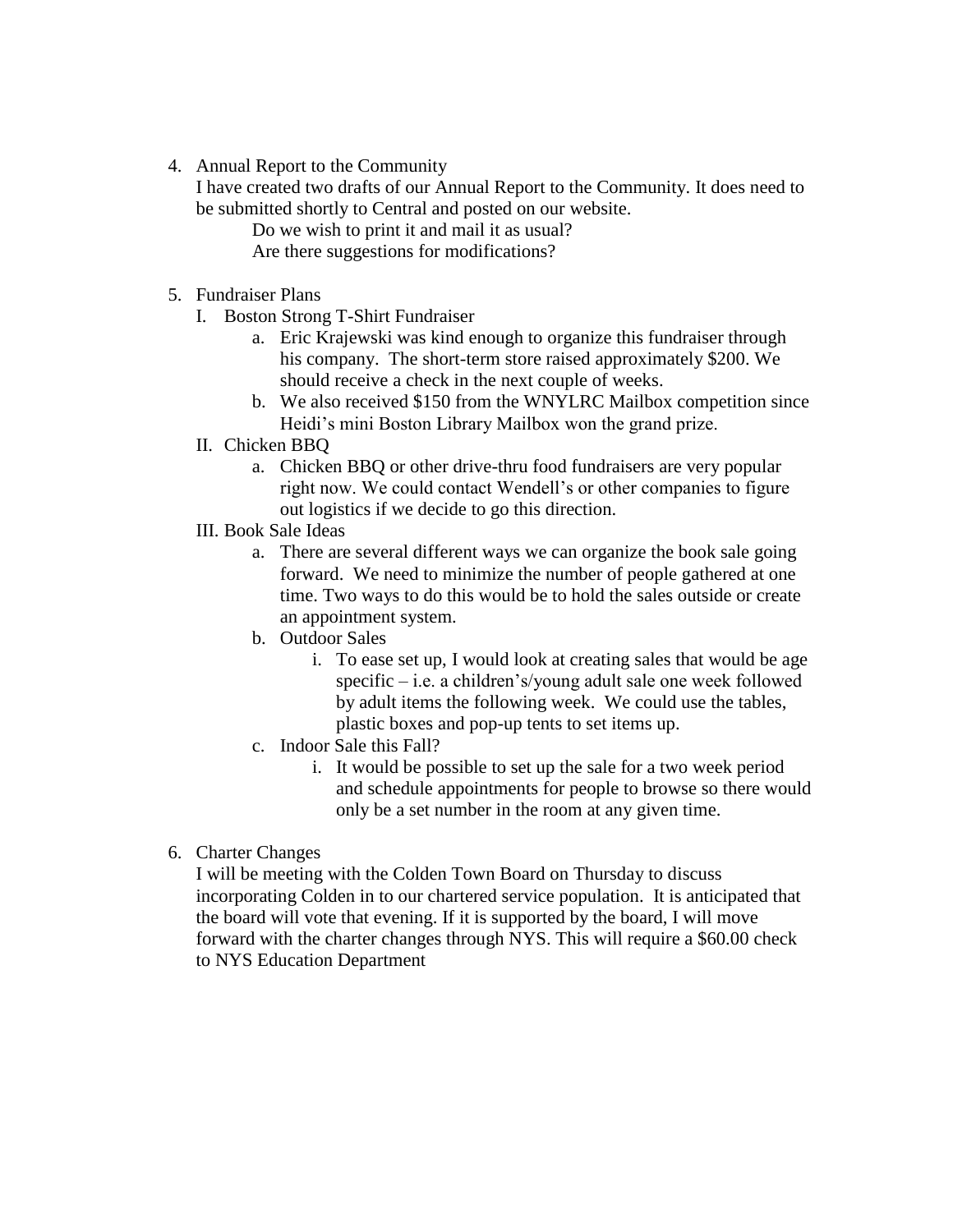4. Annual Report to the Community

   I have created two drafts of our Annual Report to the Community. It does need to be submitted shortly to Central and posted on our website.

   Do we wish to print it and mail it as usual?

   Are there suggestions for modifications?

5. Fundraiser Plans

   I. Boston Strong T-Shirt Fundraiser

      a. Eric Krajewski was kind enough to organize this fundraiser through his company. The short-term store raised approximately $200. We should receive a check in the next couple of weeks.

      b. We also received $150 from the WNYLRC Mailbox competition since Heidi's mini Boston Library Mailbox won the grand prize.

   II. Chicken BBQ

      a. Chicken BBQ or other drive-thru food fundraisers are very popular right now. We could contact Wendell's or other companies to figure out logistics if we decide to go this direction.

   III. Book Sale Ideas

      a. There are several different ways we can organize the book sale going forward. We need to minimize the number of people gathered at one time. Two ways to do this would be to hold the sales outside or create an appointment system.

      b. Outdoor Sales

         i. To ease set up, I would look at creating sales that would be age specific – i.e. a children's/young adult sale one week followed by adult items the following week. We could use the tables, plastic boxes and pop-up tents to set items up.

      c. Indoor Sale this Fall?

         i. It would be possible to set up the sale for a two week period and schedule appointments for people to browse so there would only be a set number in the room at any given time.

6. Charter Changes

   I will be meeting with the Colden Town Board on Thursday to discuss incorporating Colden in to our chartered service population. It is anticipated that the board will vote that evening. If it is supported by the board, I will move forward with the charter changes through NYS. This will require a $60.00 check to NYS Education Department